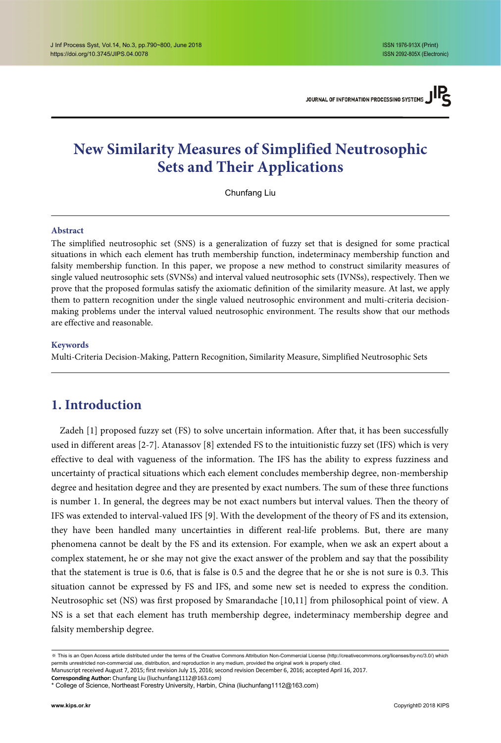# New Similarity Measures of Simplified Neutrosophic Sets and Their Applications

Chunfang Liu

## Abstract

The simplified neutrosophic set (SNS) is a generalization of fuzzy set that is designed for some practical situations in which each element has truth membership function, indeterminacy membership function and falsity membership function. In this paper, we propose a new method to construct similarity measures of single valued neutrosophic sets (SVNSs) and interval valued neutrosophic sets (IVNSs), respectively. Then we prove that the proposed formulas satisfy the axiomatic definition of the similarity measure. At last, we apply them to pattern recognition under the single valued neutrosophic environment and multi-criteria decision-making problems under the interval valued neutrosophic environment. The results show that our methods are effective and reasonable.

## Keywords

Multi-Criteria Decision-Making, Pattern Recognition, Similarity Measure, Simplified Neutrosophic Sets

## 1. Introduction

Zadeh [1] proposed fuzzy set (FS) to solve uncertain information. After that, it has been successfully used in different areas [2-7]. Atanassov [8] extended FS to the intuitionistic fuzzy set (IFS) which is very effective to deal with vagueness of the information. The IFS has the ability to express fuzziness and uncertainty of practical situations which each element concludes membership degree, non-membership degree and hesitation degree and they are presented by exact numbers. The sum of these three functions is number 1. In general, the degrees may be not exact numbers but interval values. Then the theory of IFS was extended to interval-valued IFS [9]. With the development of the theory of FS and its extension, they have been handled many uncertainties in different real-life problems. But, there are many phenomena cannot be dealt by the FS and its extension. For example, when we ask an expert about a complex statement, he or she may not give the exact answer of the problem and say that the possibility that the statement is true is 0.6, that is false is 0.5 and the degree that he or she is not sure is 0.3. This situation cannot be expressed by FS and IFS, and some new set is needed to express the condition. Neutrosophic set (NS) was first proposed by Smarandache [10,11] from philosophical point of view. A NS is a set that each element has truth membership degree, indeterminacy membership degree and falsity membership degree.

---

※ This is an Open Access article distributed under the terms of the Creative Commons Attribution Non-Commercial License (http://creativecommons.org/licenses/by-nc/3.0/) which permits unrestricted non-commercial use, distribution, and reproduction in any medium, provided the original work is properly cited.

Manuscript received August 7, 2015; first revision July 15, 2016; second revision December 6, 2016; accepted April 16, 2017.

**Corresponding Author:** Chunfang Liu (liuchunfang1112@163.com)

\* College of Science, Northeast Forestry University, Harbin, China (liuchunfang1112@163.com)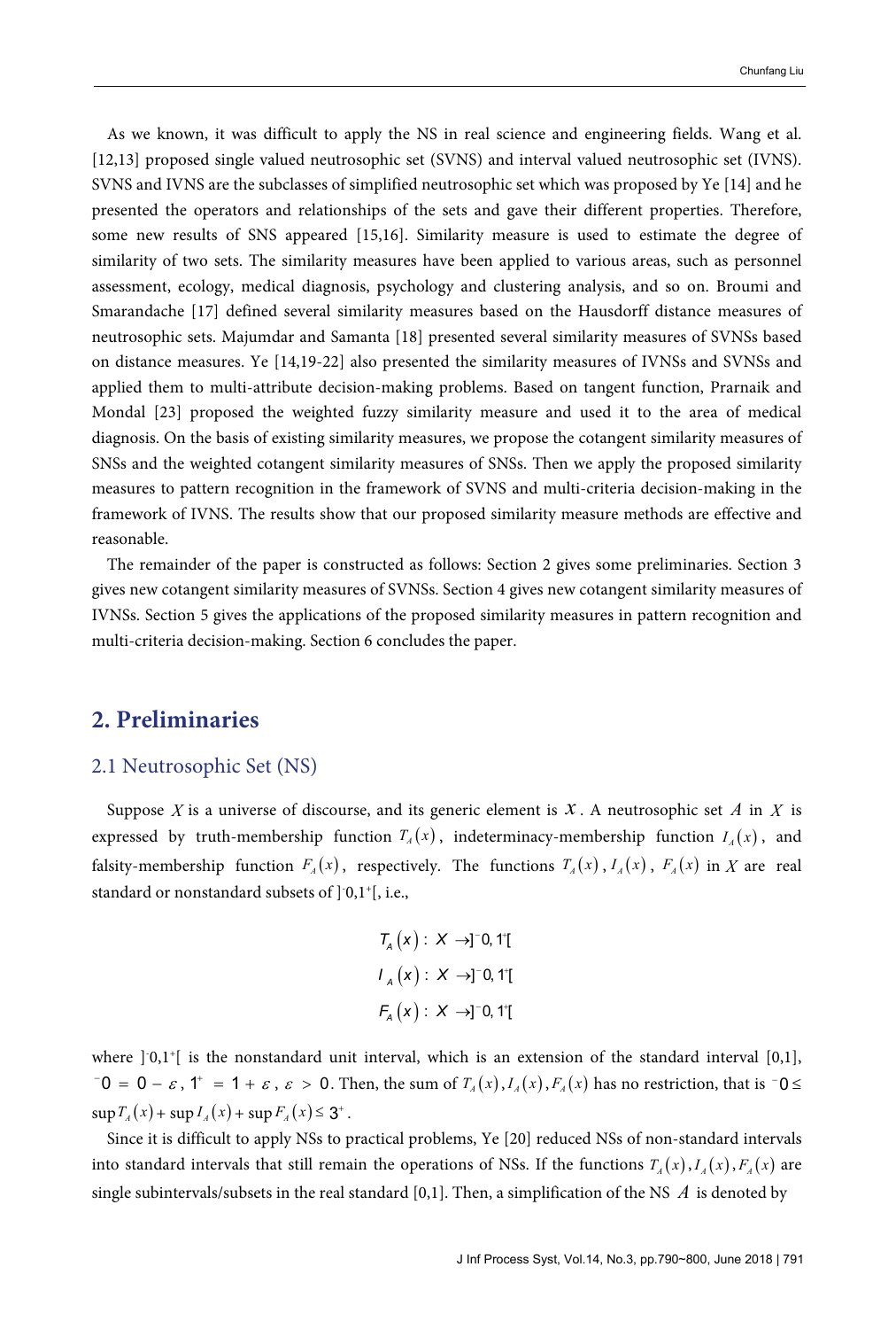As we known, it was difficult to apply the NS in real science and engineering fields. Wang et al. [12,13] proposed single valued neutrosophic set (SVNS) and interval valued neutrosophic set (IVNS). SVNS and IVNS are the subclasses of simplified neutrosophic set which was proposed by Ye [14] and he presented the operators and relationships of the sets and gave their different properties. Therefore, some new results of SNS appeared [15,16]. Similarity measure is used to estimate the degree of similarity of two sets. The similarity measures have been applied to various areas, such as personnel assessment, ecology, medical diagnosis, psychology and clustering analysis, and so on. Broumi and Smarandache [17] defined several similarity measures based on the Hausdorff distance measures of neutrosophic sets. Majumdar and Samanta [18] presented several similarity measures of SVNSs based on distance measures. Ye [14,19-22] also presented the similarity measures of IVNSs and SVNSs and applied them to multi-attribute decision-making problems. Based on tangent function, Prarnaik and Mondal [23] proposed the weighted fuzzy similarity measure and used it to the area of medical diagnosis. On the basis of existing similarity measures, we propose the cotangent similarity measures of SNSs and the weighted cotangent similarity measures of SNSs. Then we apply the proposed similarity measures to pattern recognition in the framework of SVNS and multi-criteria decision-making in the framework of IVNS. The results show that our proposed similarity measure methods are effective and reasonable.

The remainder of the paper is constructed as follows: Section 2 gives some preliminaries. Section 3 gives new cotangent similarity measures of SVNSs. Section 4 gives new cotangent similarity measures of IVNSs. Section 5 gives the applications of the proposed similarity measures in pattern recognition and multi-criteria decision-making. Section 6 concludes the paper.

## 2. Preliminaries

### 2.1 Neutrosophic Set (NS)

Suppose $X$ is a universe of discourse, and its generic element is $x$. A neutrosophic set $A$ in $X$ is expressed by truth-membership function $T_A(x)$, indeterminacy-membership function $I_A(x)$, and falsity-membership function $F_A(x)$, respectively. The functions $T_A(x)$, $I_A(x)$, $F_A(x)$ in $X$ are real standard or nonstandard subsets of $]^-0,1^+[$, i.e.,

$$T_A(x): X \to ]^-0, 1^+[$$

$$I_A(x): X \to ]^-0, 1^+[$$

$$F_A(x): X \to ]^-0, 1^+[$$

where $]^-0,1^+[$ is the nonstandard unit interval, which is an extension of the standard interval [0,1], $^-0 = 0 - \varepsilon$, $1^+ = 1 + \varepsilon$, $\varepsilon > 0$. Then, the sum of $T_A(x), I_A(x), F_A(x)$ has no restriction, that is $^-0 \le \sup T_A(x) + \sup I_A(x) + \sup F_A(x) \le 3^+$.

Since it is difficult to apply NSs to practical problems, Ye [20] reduced NSs of non-standard intervals into standard intervals that still remain the operations of NSs. If the functions $T_A(x), I_A(x), F_A(x)$ are single subintervals/subsets in the real standard [0,1]. Then, a simplification of the NS $A$ is denoted by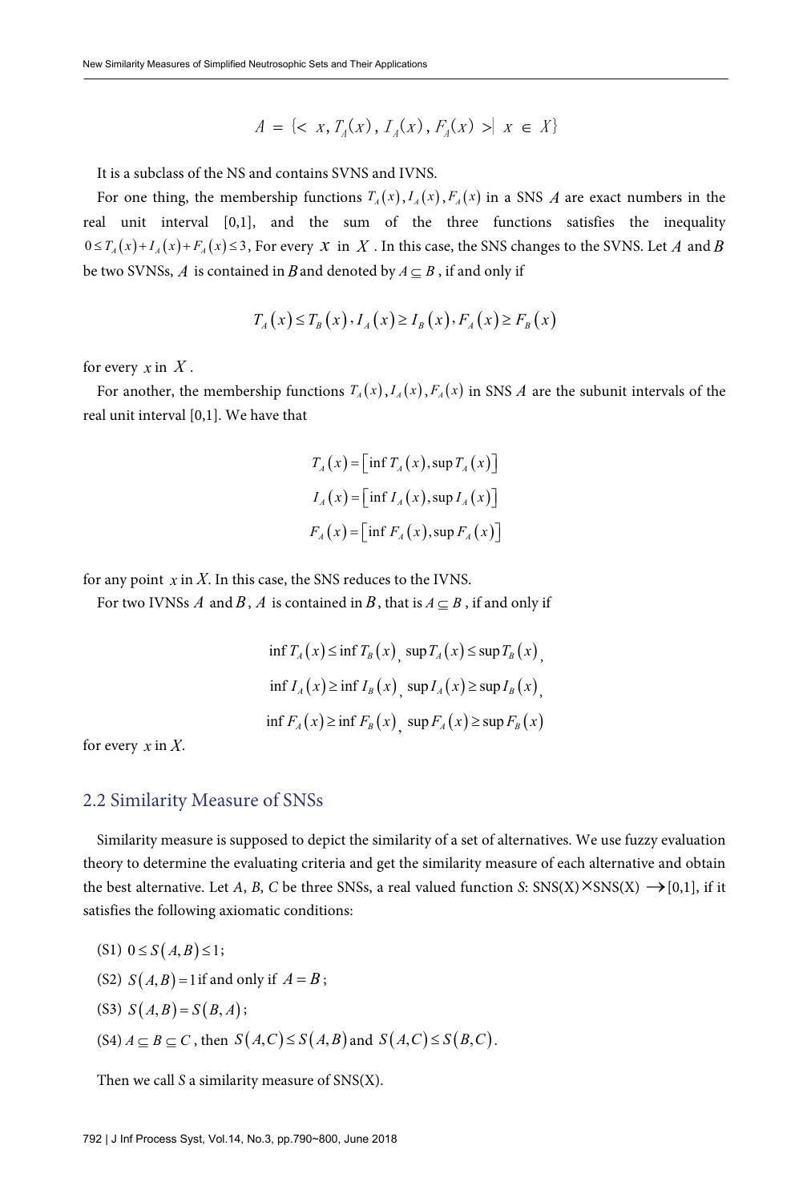$$A = \{< x, T_A(x), I_A(x), F_A(x) >| x \in X\}$$

It is a subclass of the NS and contains SVNS and IVNS.

For one thing, the membership functions $T_A(x), I_A(x), F_A(x)$ in a SNS $A$ are exact numbers in the real unit interval [0,1], and the sum of the three functions satisfies the inequality $0 \leq T_A(x) + I_A(x) + F_A(x) \leq 3$, For every $x$ in $X$. In this case, the SNS changes to the SVNS. Let $A$ and $B$ be two SVNSs, $A$ is contained in $B$ and denoted by $A \subseteq B$, if and only if

$$T_A(x) \leq T_B(x), I_A(x) \geq I_B(x), F_A(x) \geq F_B(x)$$

for every $x$ in $X$.

For another, the membership functions $T_A(x), I_A(x), F_A(x)$ in SNS $A$ are the subunit intervals of the real unit interval [0,1]. We have that

$$T_A(x) = [\inf T_A(x), \sup T_A(x)]$$

$$I_A(x) = [\inf I_A(x), \sup I_A(x)]$$

$$F_A(x) = [\inf F_A(x), \sup F_A(x)]$$

for any point $x$ in $X$. In this case, the SNS reduces to the IVNS.

For two IVNSs $A$ and $B$, $A$ is contained in $B$, that is $A \subseteq B$, if and only if

$$\inf T_A(x) \leq \inf T_B(x), \ \sup T_A(x) \leq \sup T_B(x),$$

$$\inf I_A(x) \geq \inf I_B(x), \ \sup I_A(x) \geq \sup I_B(x),$$

$$\inf F_A(x) \geq \inf F_B(x), \ \sup F_A(x) \geq \sup F_B(x)$$

for every $x$ in $X$.

## 2.2 Similarity Measure of SNSs

Similarity measure is supposed to depict the similarity of a set of alternatives. We use fuzzy evaluation theory to determine the evaluating criteria and get the similarity measure of each alternative and obtain the best alternative. Let *A*, *B*, *C* be three SNSs, a real valued function *S*: SNS(X)×SNS(X) ⟶[0,1], if it satisfies the following axiomatic conditions:

(S1) $0 \leq S(A, B) \leq 1$;

(S2) $S(A, B) = 1$ if and only if $A = B$;

(S3) $S(A, B) = S(B, A)$;

(S4) $A \subseteq B \subseteq C$, then $S(A, C) \leq S(A, B)$ and $S(A, C) \leq S(B, C)$.

Then we call *S* a similarity measure of SNS(X).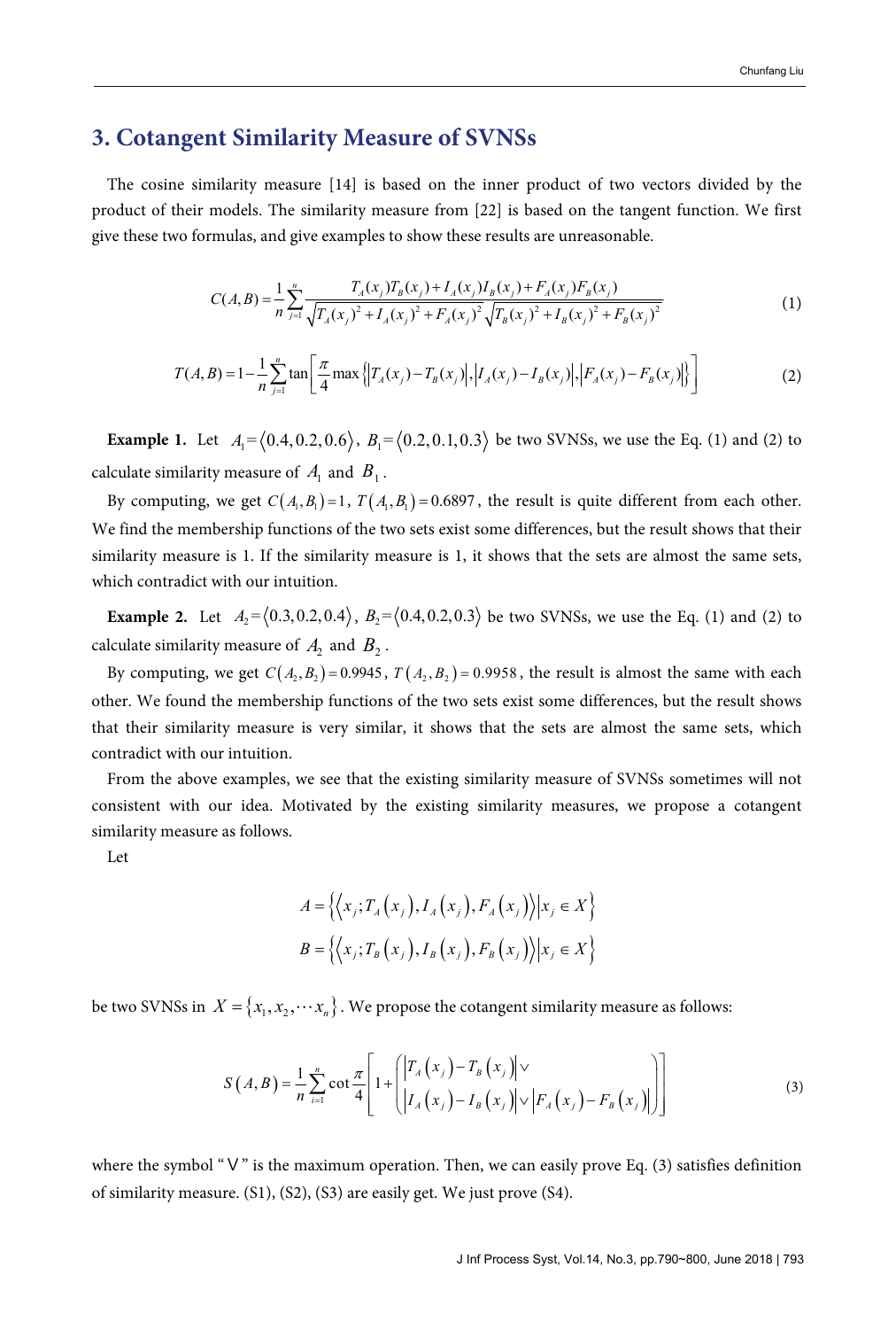## 3. Cotangent Similarity Measure of SVNSs

The cosine similarity measure [14] is based on the inner product of two vectors divided by the product of their models. The similarity measure from [22] is based on the tangent function. We first give these two formulas, and give examples to show these results are unreasonable.

$$C(A,B)=\frac{1}{n}\sum_{j=1}^{n}\frac{T_A(x_j)T_B(x_j)+I_A(x_j)I_B(x_j)+F_A(x_j)F_B(x_j)}{\sqrt{T_A(x_j)^2+I_A(x_j)^2+F_A(x_j)^2}\sqrt{T_B(x_j)^2+I_B(x_j)^2+F_B(x_j)^2}} \tag{1}$$

$$T(A,B)=1-\frac{1}{n}\sum_{j=1}^{n}\tan\left[\frac{\pi}{4}\max\left\{\left|T_A(x_j)-T_B(x_j)\right|,\left|I_A(x_j)-I_B(x_j)\right|,\left|F_A(x_j)-F_B(x_j)\right|\right\}\right] \tag{2}$$

**Example 1.** Let $A_1=\langle 0.4,0.2,0.6\rangle$, $B_1=\langle 0.2,0.1,0.3\rangle$ be two SVNSs, we use the Eq. (1) and (2) to calculate similarity measure of $A_1$ and $B_1$.

By computing, we get $C(A_1,B_1)=1$, $T(A_1,B_1)=0.6897$, the result is quite different from each other. We find the membership functions of the two sets exist some differences, but the result shows that their similarity measure is 1. If the similarity measure is 1, it shows that the sets are almost the same sets, which contradict with our intuition.

**Example 2.** Let $A_2=\langle 0.3,0.2,0.4\rangle$, $B_2=\langle 0.4,0.2,0.3\rangle$ be two SVNSs, we use the Eq. (1) and (2) to calculate similarity measure of $A_2$ and $B_2$.

By computing, we get $C(A_2,B_2)=0.9945$, $T(A_2,B_2)=0.9958$, the result is almost the same with each other. We found the membership functions of the two sets exist some differences, but the result shows that their similarity measure is very similar, it shows that the sets are almost the same sets, which contradict with our intuition.

From the above examples, we see that the existing similarity measure of SVNSs sometimes will not consistent with our idea. Motivated by the existing similarity measures, we propose a cotangent similarity measure as follows.

Let

$$A=\left\{\left\langle x_j;T_A\left(x_j\right),I_A\left(x_j\right),F_A\left(x_j\right)\right\rangle\middle|x_j\in X\right\}$$
$$B=\left\{\left\langle x_j;T_B\left(x_j\right),I_B\left(x_j\right),F_B\left(x_j\right)\right\rangle\middle|x_j\in X\right\}$$

be two SVNSs in $X=\{x_1,x_2,\cdots x_n\}$. We propose the cotangent similarity measure as follows:

$$S\left(A,B\right)=\frac{1}{n}\sum_{i=1}^{n}\cot\frac{\pi}{4}\left[1+\left(\begin{array}{l}\left|T_A\left(x_j\right)-T_B\left(x_j\right)\right|\vee\\ \left|I_A\left(x_j\right)-I_B\left(x_j\right)\right|\vee\left|F_A\left(x_j\right)-F_B\left(x_j\right)\right|\end{array}\right)\right] \tag{3}$$

where the symbol "∨" is the maximum operation. Then, we can easily prove Eq. (3) satisfies definition of similarity measure. (S1), (S2), (S3) are easily get. We just prove (S4).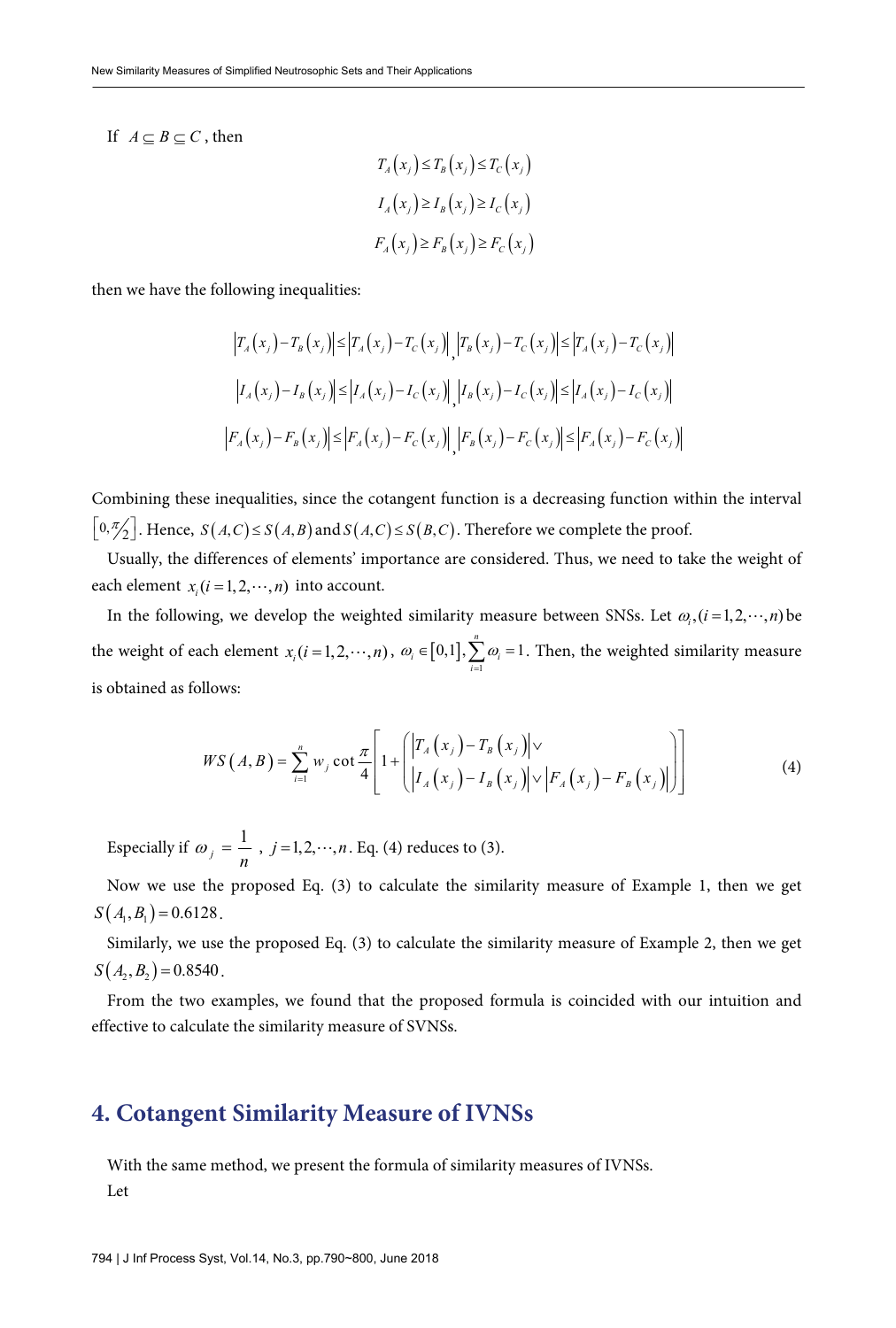If $A \subseteq B \subseteq C$, then

$$T_A(x_j) \le T_B(x_j) \le T_C(x_j)$$

$$I_A(x_j) \ge I_B(x_j) \ge I_C(x_j)$$

$$F_A(x_j) \ge F_B(x_j) \ge F_C(x_j)$$

then we have the following inequalities:

$$\left|T_A(x_j) - T_B(x_j)\right| \le \left|T_A(x_j) - T_C(x_j)\right|, \left|T_B(x_j) - T_C(x_j)\right| \le \left|T_A(x_j) - T_C(x_j)\right|$$

$$\left|I_A(x_j) - I_B(x_j)\right| \le \left|I_A(x_j) - I_C(x_j)\right|, \left|I_B(x_j) - I_C(x_j)\right| \le \left|I_A(x_j) - I_C(x_j)\right|$$

$$\left|F_A(x_j) - F_B(x_j)\right| \le \left|F_A(x_j) - F_C(x_j)\right|, \left|F_B(x_j) - F_C(x_j)\right| \le \left|F_A(x_j) - F_C(x_j)\right|$$

Combining these inequalities, since the cotangent function is a decreasing function within the interval $\left[0, \pi/2\right]$. Hence, $S(A,C) \le S(A,B)$ and $S(A,C) \le S(B,C)$. Therefore we complete the proof.

Usually, the differences of elements' importance are considered. Thus, we need to take the weight of each element $x_i (i = 1, 2, \cdots, n)$ into account.

In the following, we develop the weighted similarity measure between SNSs. Let $\omega_i, (i = 1, 2, \cdots, n)$ be the weight of each element $x_i (i = 1, 2, \cdots, n)$, $\omega_i \in [0,1], \sum_{i=1}^{n} \omega_i = 1$. Then, the weighted similarity measure is obtained as follows:

$$WS(A,B) = \sum_{i=1}^{n} w_j \cot \frac{\pi}{4}\left[1 + \left(\begin{array}{l} \left|T_A(x_j) - T_B(x_j)\right| \vee \\ \left|I_A(x_j) - I_B(x_j)\right| \vee \left|F_A(x_j) - F_B(x_j)\right| \end{array}\right)\right] \tag{4}$$

Especially if $\omega_j = \dfrac{1}{n}$, $j = 1, 2, \cdots, n$. Eq. (4) reduces to (3).

Now we use the proposed Eq. (3) to calculate the similarity measure of Example 1, then we get $S(A_1, B_1) = 0.6128$.

Similarly, we use the proposed Eq. (3) to calculate the similarity measure of Example 2, then we get $S(A_2, B_2) = 0.8540$.

From the two examples, we found that the proposed formula is coincided with our intuition and effective to calculate the similarity measure of SVNSs.

## 4. Cotangent Similarity Measure of IVNSs

With the same method, we present the formula of similarity measures of IVNSs.

Let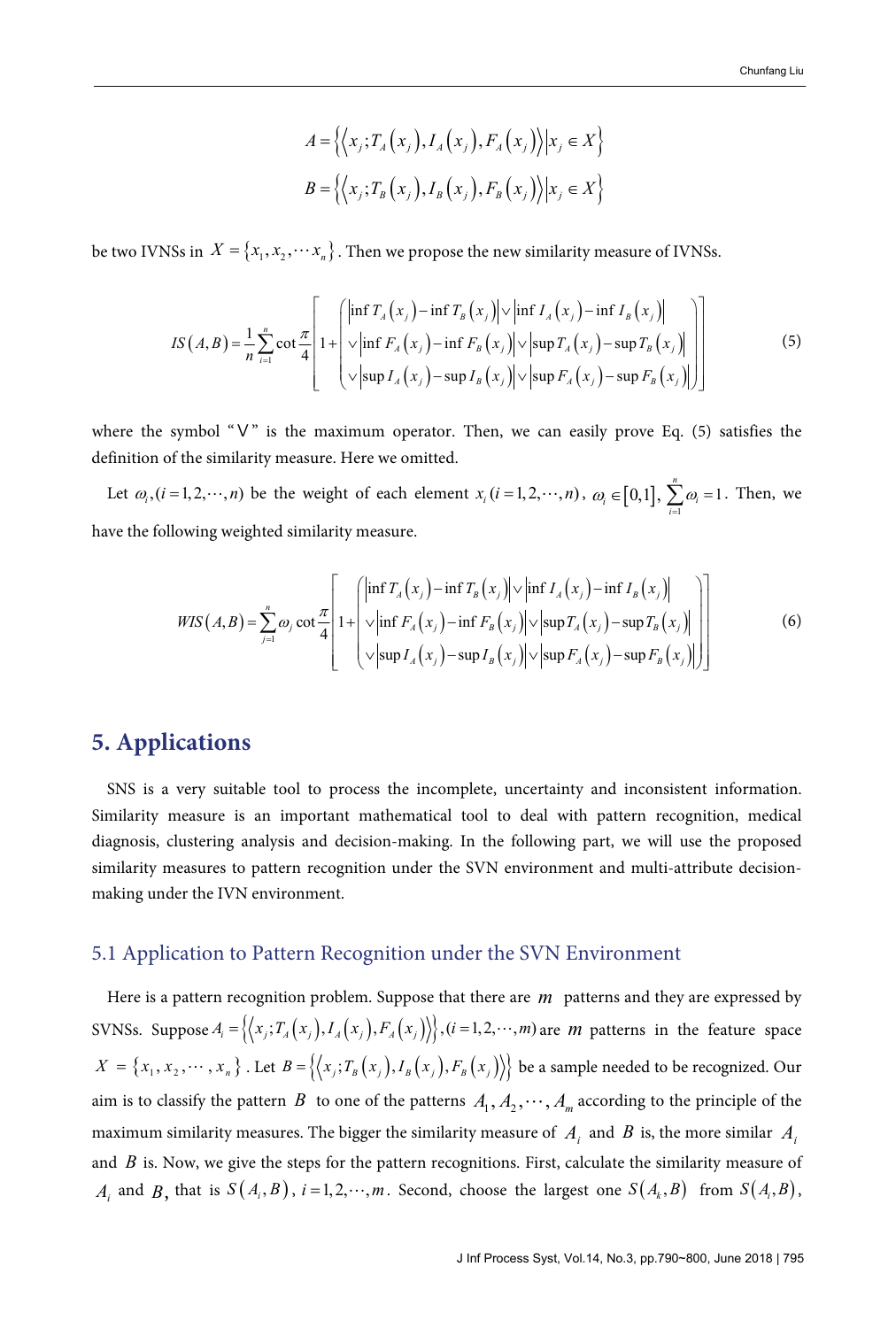$$A = \left\{ \left\langle x_j; T_A(x_j), I_A(x_j), F_A(x_j) \right\rangle \middle| x_j \in X \right\}$$

$$B = \left\{ \left\langle x_j; T_B(x_j), I_B(x_j), F_B(x_j) \right\rangle \middle| x_j \in X \right\}$$

be two IVNSs in $X = \{x_1, x_2, \cdots x_n\}$. Then we propose the new similarity measure of IVNSs.

$$IS(A,B) = \frac{1}{n}\sum_{i=1}^{n} \cot\frac{\pi}{4}\left[1 + \left( \begin{array}{l} \left|\inf T_A(x_j) - \inf T_B(x_j)\right| \vee \left|\inf I_A(x_j) - \inf I_B(x_j)\right| \\ \vee \left|\inf F_A(x_j) - \inf F_B(x_j)\right| \vee \left|\sup T_A(x_j) - \sup T_B(x_j)\right| \\ \vee \left|\sup I_A(x_j) - \sup I_B(x_j)\right| \vee \left|\sup F_A(x_j) - \sup F_B(x_j)\right| \end{array} \right)\right] \tag{5}$$

where the symbol "∨" is the maximum operator. Then, we can easily prove Eq. (5) satisfies the definition of the similarity measure. Here we omitted.

Let $\omega_i, (i = 1, 2, \cdots, n)$ be the weight of each element $x_i (i = 1, 2, \cdots, n)$, $\omega_i \in [0,1]$, $\sum_{i=1}^{n} \omega_i = 1$. Then, we have the following weighted similarity measure.

$$WIS(A,B) = \sum_{j=1}^{n} \omega_j \cot\frac{\pi}{4}\left[1 + \left( \begin{array}{l} \left|\inf T_A(x_j) - \inf T_B(x_j)\right| \vee \left|\inf I_A(x_j) - \inf I_B(x_j)\right| \\ \vee \left|\inf F_A(x_j) - \inf F_B(x_j)\right| \vee \left|\sup T_A(x_j) - \sup T_B(x_j)\right| \\ \vee \left|\sup I_A(x_j) - \sup I_B(x_j)\right| \vee \left|\sup F_A(x_j) - \sup F_B(x_j)\right| \end{array} \right)\right] \tag{6}$$

## 5. Applications

SNS is a very suitable tool to process the incomplete, uncertainty and inconsistent information. Similarity measure is an important mathematical tool to deal with pattern recognition, medical diagnosis, clustering analysis and decision-making. In the following part, we will use the proposed similarity measures to pattern recognition under the SVN environment and multi-attribute decision-making under the IVN environment.

### 5.1 Application to Pattern Recognition under the SVN Environment

Here is a pattern recognition problem. Suppose that there are $m$ patterns and they are expressed by SVNSs. Suppose $A_i = \left\{ \left\langle x_j; T_A(x_j), I_A(x_j), F_A(x_j) \right\rangle \right\}, (i = 1, 2, \cdots, m)$ are $m$ patterns in the feature space $X = \{x_1, x_2, \cdots, x_n\}$. Let $B = \left\{ \left\langle x_j; T_B(x_j), I_B(x_j), F_B(x_j) \right\rangle \right\}$ be a sample needed to be recognized. Our aim is to classify the pattern $B$ to one of the patterns $A_1, A_2, \cdots, A_m$ according to the principle of the maximum similarity measures. The bigger the similarity measure of $A_i$ and $B$ is, the more similar $A_i$ and $B$ is. Now, we give the steps for the pattern recognitions. First, calculate the similarity measure of $A_i$ and $B$, that is $S(A_i, B)$, $i = 1, 2, \cdots, m$. Second, choose the largest one $S(A_k, B)$ from $S(A_i, B)$,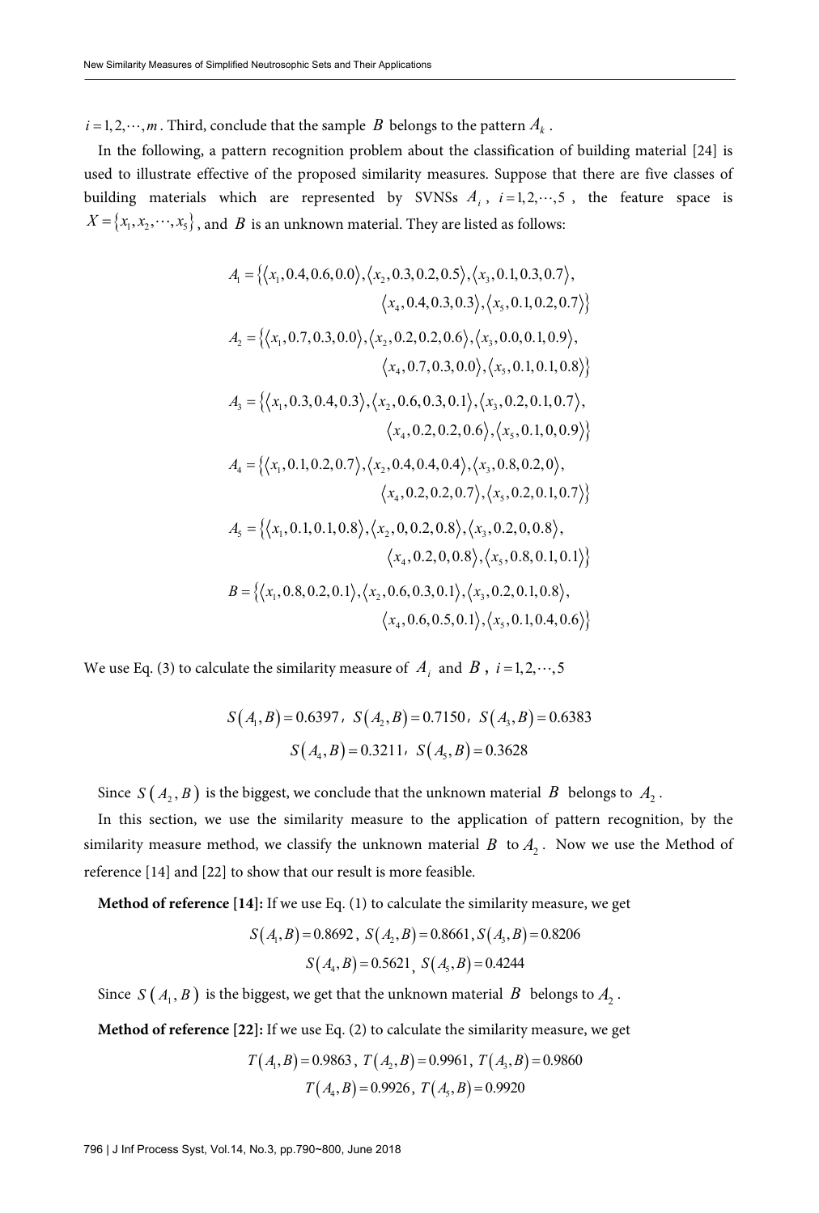$i = 1, 2, \cdots, m$. Third, conclude that the sample $B$ belongs to the pattern $A_k$.

In the following, a pattern recognition problem about the classification of building material [24] is used to illustrate effective of the proposed similarity measures. Suppose that there are five classes of building materials which are represented by SVNSs $A_i$, $i = 1, 2, \cdots, 5$, the feature space is $X = \{x_1, x_2, \cdots, x_5\}$, and $B$ is an unknown material. They are listed as follows:

$$A_1 = \{\langle x_1, 0.4, 0.6, 0.0\rangle, \langle x_2, 0.3, 0.2, 0.5\rangle, \langle x_3, 0.1, 0.3, 0.7\rangle, \langle x_4, 0.4, 0.3, 0.3\rangle, \langle x_5, 0.1, 0.2, 0.7\rangle\}$$

$$A_2 = \{\langle x_1, 0.7, 0.3, 0.0\rangle, \langle x_2, 0.2, 0.2, 0.6\rangle, \langle x_3, 0.0, 0.1, 0.9\rangle, \langle x_4, 0.7, 0.3, 0.0\rangle, \langle x_5, 0.1, 0.1, 0.8\rangle\}$$

$$A_3 = \{\langle x_1, 0.3, 0.4, 0.3\rangle, \langle x_2, 0.6, 0.3, 0.1\rangle, \langle x_3, 0.2, 0.1, 0.7\rangle, \langle x_4, 0.2, 0.2, 0.6\rangle, \langle x_5, 0.1, 0, 0.9\rangle\}$$

$$A_4 = \{\langle x_1, 0.1, 0.2, 0.7\rangle, \langle x_2, 0.4, 0.4, 0.4\rangle, \langle x_3, 0.8, 0.2, 0\rangle, \langle x_4, 0.2, 0.2, 0.7\rangle, \langle x_5, 0.2, 0.1, 0.7\rangle\}$$

$$A_5 = \{\langle x_1, 0.1, 0.1, 0.8\rangle, \langle x_2, 0, 0.2, 0.8\rangle, \langle x_3, 0.2, 0, 0.8\rangle, \langle x_4, 0.2, 0, 0.8\rangle, \langle x_5, 0.8, 0.1, 0.1\rangle\}$$

$$B = \{\langle x_1, 0.8, 0.2, 0.1\rangle, \langle x_2, 0.6, 0.3, 0.1\rangle, \langle x_3, 0.2, 0.1, 0.8\rangle, \langle x_4, 0.6, 0.5, 0.1\rangle, \langle x_5, 0.1, 0.4, 0.6\rangle\}$$

We use Eq. (3) to calculate the similarity measure of $A_i$ and $B$, $i = 1, 2, \cdots, 5$

$$S(A_1, B) = 0.6397,\ S(A_2, B) = 0.7150,\ S(A_3, B) = 0.6383$$

$$S(A_4, B) = 0.3211,\ S(A_5, B) = 0.3628$$

Since $S(A_2, B)$ is the biggest, we conclude that the unknown material $B$ belongs to $A_2$.

In this section, we use the similarity measure to the application of pattern recognition, by the similarity measure method, we classify the unknown material $B$ to $A_2$. Now we use the Method of reference [14] and [22] to show that our result is more feasible.

**Method of reference [14]:** If we use Eq. (1) to calculate the similarity measure, we get

$$S(A_1, B) = 0.8692,\ S(A_2, B) = 0.8661,\ S(A_3, B) = 0.8206$$

$$S(A_4, B) = 0.5621,\ S(A_5, B) = 0.4244$$

Since $S(A_1, B)$ is the biggest, we get that the unknown material $B$ belongs to $A_2$.

**Method of reference [22]:** If we use Eq. (2) to calculate the similarity measure, we get

$$T(A_1, B) = 0.9863,\ T(A_2, B) = 0.9961,\ T(A_3, B) = 0.9860$$

$$T(A_4, B) = 0.9926,\ T(A_5, B) = 0.9920$$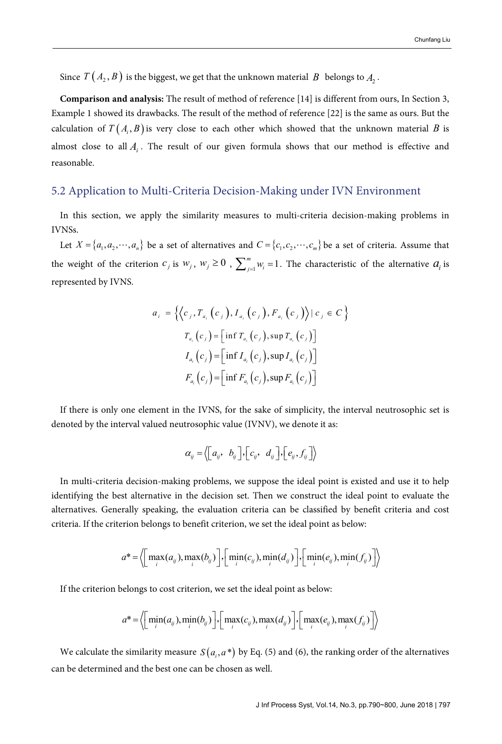Since $T(A_2, B)$ is the biggest, we get that the unknown material $B$ belongs to $A_2$.

**Comparison and analysis:** The result of method of reference [14] is different from ours, In Section 3, Example 1 showed its drawbacks. The result of the method of reference [22] is the same as ours. But the calculation of $T(A_i, B)$ is very close to each other which showed that the unknown material $B$ is almost close to all $A_i$. The result of our given formula shows that our method is effective and reasonable.

## 5.2 Application to Multi-Criteria Decision-Making under IVN Environment

In this section, we apply the similarity measures to multi-criteria decision-making problems in IVNSs.

Let $X = \{a_1, a_2, \cdots, a_n\}$ be a set of alternatives and $C = \{c_1, c_2, \cdots, c_m\}$ be a set of criteria. Assume that the weight of the criterion $c_j$ is $w_j$, $w_j \geq 0$, $\sum_{j=1}^{m} w_i = 1$. The characteristic of the alternative $a_i$ is represented by IVNS.

$$a_i = \left\{ \left\langle c_j, T_{a_i}(c_j), I_{a_i}(c_j), F_{a_i}(c_j) \right\rangle \mid c_j \in C \right\}$$

$$T_{a_i}(c_j) = \left[ \inf T_{a_i}(c_j), \sup T_{a_i}(c_j) \right]$$

$$I_{a_i}(c_j) = \left[ \inf I_{a_i}(c_j), \sup I_{a_i}(c_j) \right]$$

$$F_{a_i}(c_j) = \left[ \inf F_{a_i}(c_j), \sup F_{a_i}(c_j) \right]$$

If there is only one element in the IVNS, for the sake of simplicity, the interval neutrosophic set is denoted by the interval valued neutrosophic value (IVNV), we denote it as:

$$\alpha_{ij} = \left\langle [a_{ij}, \ b_{ij}], [c_{ij}, \ d_{ij}], [e_{ij}, f_{ij}] \right\rangle$$

In multi-criteria decision-making problems, we suppose the ideal point is existed and use it to help identifying the best alternative in the decision set. Then we construct the ideal point to evaluate the alternatives. Generally speaking, the evaluation criteria can be classified by benefit criteria and cost criteria. If the criterion belongs to benefit criterion, we set the ideal point as below:

$$a^* = \left\langle \left[ \max_i(a_{ij}), \max_i(b_{ij}) \right], \left[ \min_i(c_{ij}), \min_i(d_{ij}) \right], \left[ \min_i(e_{ij}), \min_i(f_{ij}) \right] \right\rangle$$

If the criterion belongs to cost criterion, we set the ideal point as below:

$$a^* = \left\langle \left[ \min_i(a_{ij}), \min_i(b_{ij}) \right], \left[ \max_i(c_{ij}), \max_i(d_{ij}) \right], \left[ \max_i(e_{ij}), \max_i(f_{ij}) \right] \right\rangle$$

We calculate the similarity measure $S(a_i, a^*)$ by Eq. (5) and (6), the ranking order of the alternatives can be determined and the best one can be chosen as well.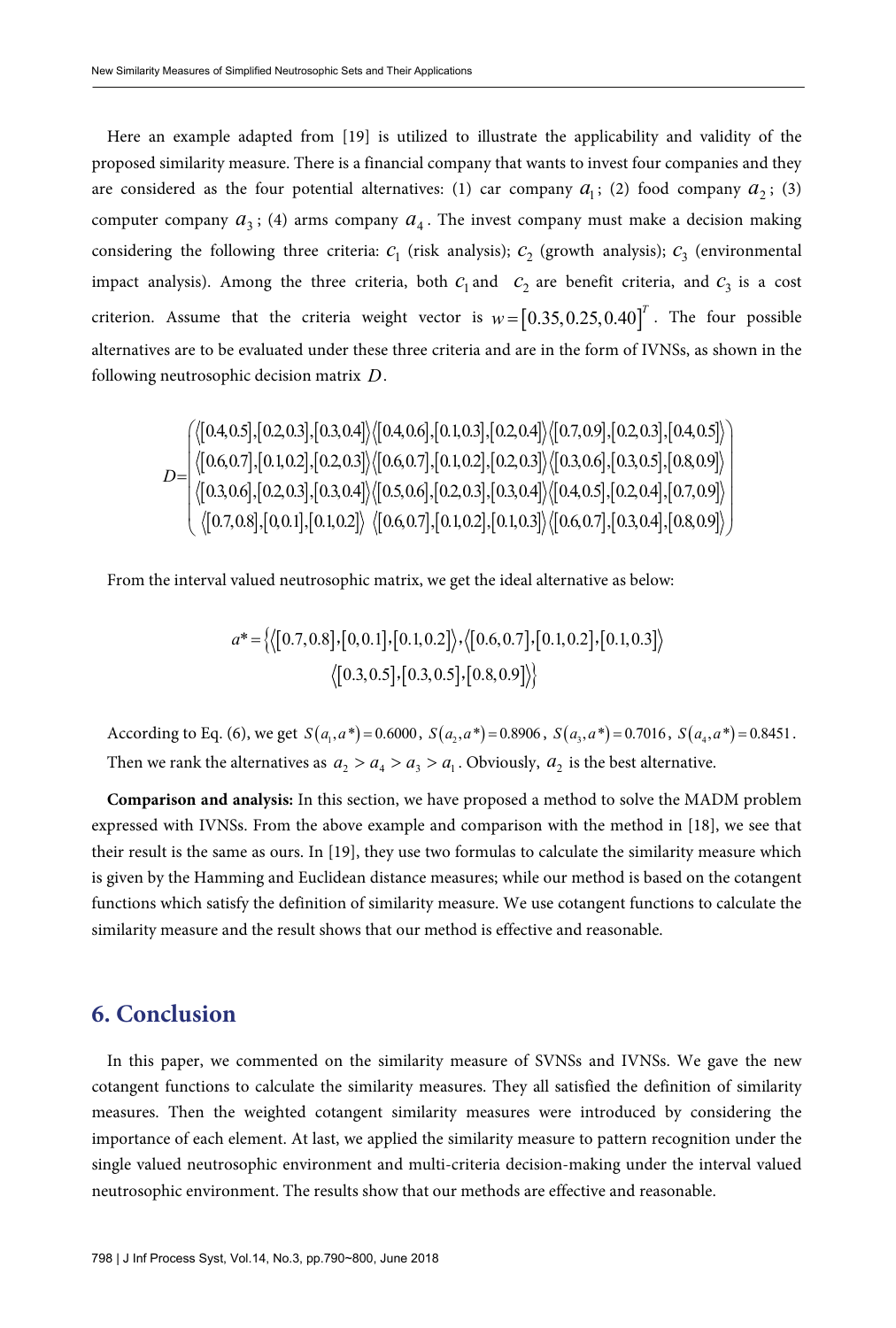Here an example adapted from [19] is utilized to illustrate the applicability and validity of the proposed similarity measure. There is a financial company that wants to invest four companies and they are considered as the four potential alternatives: (1) car company $a_1$; (2) food company $a_2$; (3) computer company $a_3$; (4) arms company $a_4$. The invest company must make a decision making considering the following three criteria: $c_1$ (risk analysis); $c_2$ (growth analysis); $c_3$ (environmental impact analysis). Among the three criteria, both $c_1$ and $c_2$ are benefit criteria, and $c_3$ is a cost criterion. Assume that the criteria weight vector is $w=[0.35,0.25,0.40]^T$. The four possible alternatives are to be evaluated under these three criteria and are in the form of IVNSs, as shown in the following neutrosophic decision matrix $D$.

$$D=\begin{pmatrix} \langle[0.4,0.5],[0.2,0.3],[0.3,0.4]\rangle & \langle[0.4,0.6],[0.1,0.3],[0.2,0.4]\rangle & \langle[0.7,0.9],[0.2,0.3],[0.4,0.5]\rangle \\ \langle[0.6,0.7],[0.1,0.2],[0.2,0.3]\rangle & \langle[0.6,0.7],[0.1,0.2],[0.2,0.3]\rangle & \langle[0.3,0.6],[0.3,0.5],[0.8,0.9]\rangle \\ \langle[0.3,0.6],[0.2,0.3],[0.3,0.4]\rangle & \langle[0.5,0.6],[0.2,0.3],[0.3,0.4]\rangle & \langle[0.4,0.5],[0.2,0.4],[0.7,0.9]\rangle \\ \langle[0.7,0.8],[0,0.1],[0.1,0.2]\rangle & \langle[0.6,0.7],[0.1,0.2],[0.1,0.3]\rangle & \langle[0.6,0.7],[0.3,0.4],[0.8,0.9]\rangle \end{pmatrix}$$

From the interval valued neutrosophic matrix, we get the ideal alternative as below:

$$a^*=\{\langle[0.7,0.8],[0,0.1],[0.1,0.2]\rangle,\langle[0.6,0.7],[0.1,0.2],[0.1,0.3]\rangle \\ \langle[0.3,0.5],[0.3,0.5],[0.8,0.9]\rangle\}$$

According to Eq. (6), we get $S(a_1,a^*)=0.6000$, $S(a_2,a^*)=0.8906$, $S(a_3,a^*)=0.7016$, $S(a_4,a^*)=0.8451$. Then we rank the alternatives as $a_2>a_4>a_3>a_1$. Obviously, $a_2$ is the best alternative.

**Comparison and analysis:** In this section, we have proposed a method to solve the MADM problem expressed with IVNSs. From the above example and comparison with the method in [18], we see that their result is the same as ours. In [19], they use two formulas to calculate the similarity measure which is given by the Hamming and Euclidean distance measures; while our method is based on the cotangent functions which satisfy the definition of similarity measure. We use cotangent functions to calculate the similarity measure and the result shows that our method is effective and reasonable.

## 6. Conclusion

In this paper, we commented on the similarity measure of SVNSs and IVNSs. We gave the new cotangent functions to calculate the similarity measures. They all satisfied the definition of similarity measures. Then the weighted cotangent similarity measures were introduced by considering the importance of each element. At last, we applied the similarity measure to pattern recognition under the single valued neutrosophic environment and multi-criteria decision-making under the interval valued neutrosophic environment. The results show that our methods are effective and reasonable.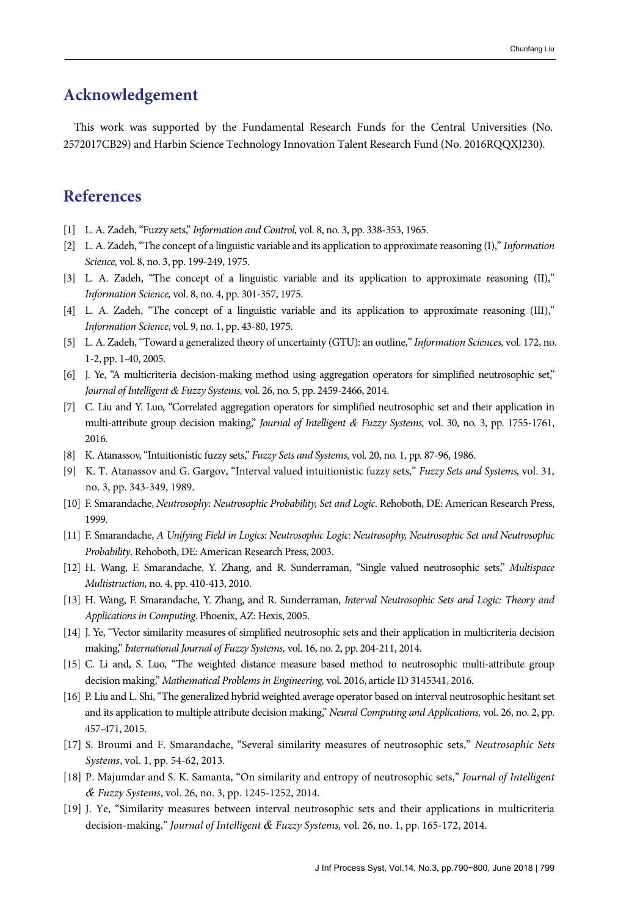## Acknowledgement

This work was supported by the Fundamental Research Funds for the Central Universities (No. 2572017CB29) and Harbin Science Technology Innovation Talent Research Fund (No. 2016RQQXJ230).

## References

[1] L. A. Zadeh, "Fuzzy sets," *Information and Control,* vol. 8, no. 3, pp. 338-353, 1965.

[2] L. A. Zadeh, "The concept of a linguistic variable and its application to approximate reasoning (I)," *Information Science,* vol. 8, no. 3, pp. 199-249, 1975.

[3] L. A. Zadeh, "The concept of a linguistic variable and its application to approximate reasoning (II)," *Information Science,* vol. 8, no. 4, pp. 301-357, 1975.

[4] L. A. Zadeh, "The concept of a linguistic variable and its application to approximate reasoning (III)," *Information Science*, vol. 9, no. 1, pp. 43-80, 1975.

[5] L. A. Zadeh, "Toward a generalized theory of uncertainty (GTU): an outline," *Information Sciences,* vol. 172, no. 1-2, pp. 1-40, 2005.

[6] J. Ye, "A multicriteria decision-making method using aggregation operators for simplified neutrosophic set," *Journal of Intelligent & Fuzzy Systems,* vol. 26, no. 5, pp. 2459-2466, 2014.

[7] C. Liu and Y. Luo, "Correlated aggregation operators for simplified neutrosophic set and their application in multi-attribute group decision making," *Journal of Intelligent & Fuzzy Systems,* vol. 30, no. 3, pp. 1755-1761, 2016.

[8] K. Atanassov, "Intuitionistic fuzzy sets," *Fuzzy Sets and Systems,* vol. 20, no. 1, pp. 87-96, 1986.

[9] K. T. Atanassov and G. Gargov, "Interval valued intuitionistic fuzzy sets," *Fuzzy Sets and Systems,* vol. 31, no. 3, pp. 343-349, 1989.

[10] F. Smarandache, *Neutrosophy: Neutrosophic Probability, Set and Logic*. Rehoboth, DE: American Research Press, 1999.

[11] F. Smarandache, *A Unifying Field in Logics: Neutrosophic Logic: Neutrosophy, Neutrosophic Set and Neutrosophic Probability*. Rehoboth, DE: American Research Press, 2003.

[12] H. Wang, F. Smarandache, Y. Zhang, and R. Sunderraman, "Single valued neutrosophic sets," *Multispace Multistruction,* no. 4, pp. 410-413, 2010.

[13] H. Wang, F. Smarandache, Y. Zhang, and R. Sunderraman, *Interval Neutrosophic Sets and Logic: Theory and Applications in Computing*. Phoenix, AZ: Hexis, 2005.

[14] J. Ye, "Vector similarity measures of simplified neutrosophic sets and their application in multicriteria decision making," *International Journal of Fuzzy Systems,* vol. 16, no. 2, pp. 204-211, 2014.

[15] C. Li and, S. Luo, "The weighted distance measure based method to neutrosophic multi-attribute group decision making," *Mathematical Problems in Engineering,* vol. 2016, article ID 3145341, 2016.

[16] P. Liu and L. Shi, "The generalized hybrid weighted average operator based on interval neutrosophic hesitant set and its application to multiple attribute decision making," *Neural Computing and Applications,* vol. 26, no. 2, pp. 457-471, 2015.

[17] S. Broumi and F. Smarandache, "Several similarity measures of neutrosophic sets," *Neutrosophic Sets Systems*, vol. 1, pp. 54-62, 2013.

[18] P. Majumdar and S. K. Samanta, "On similarity and entropy of neutrosophic sets," *Journal of Intelligent & Fuzzy Systems*, vol. 26, no. 3, pp. 1245-1252, 2014.

[19] J. Ye, "Similarity measures between interval neutrosophic sets and their applications in multicriteria decision-making," *Journal of Intelligent & Fuzzy Systems,* vol. 26, no. 1, pp. 165-172, 2014.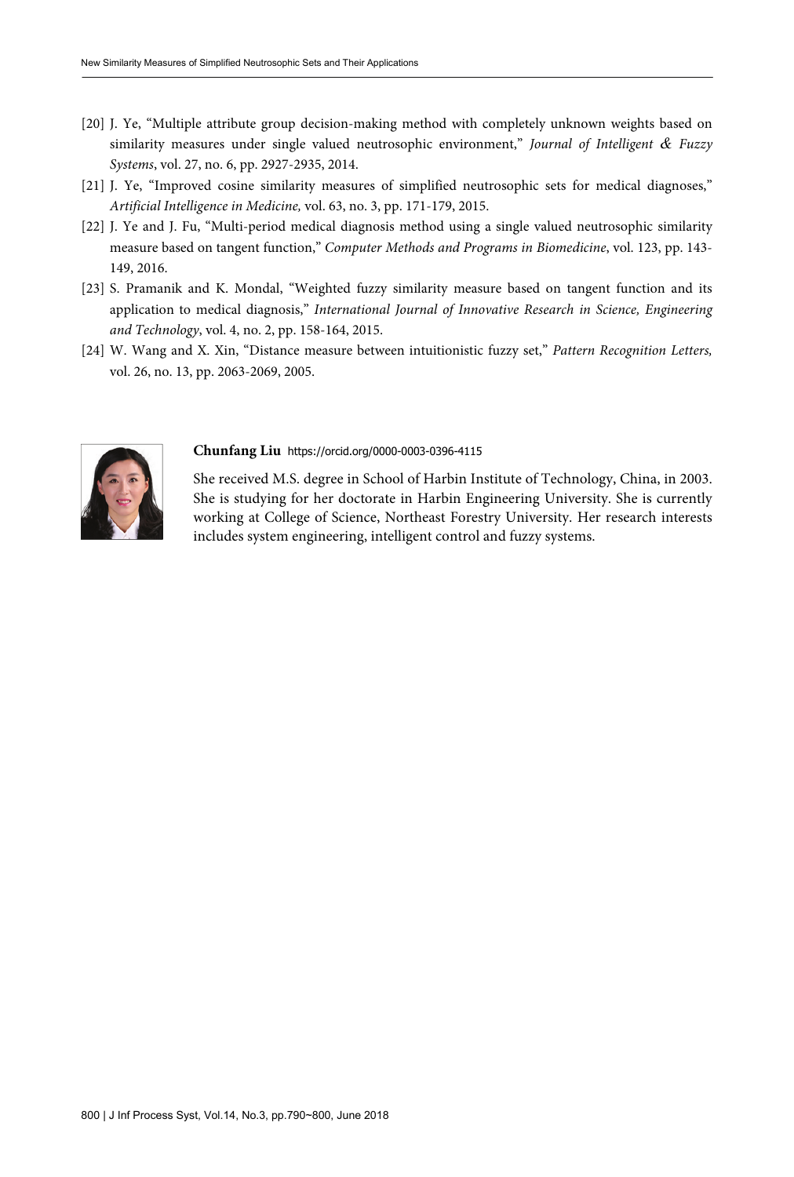[20] J. Ye, "Multiple attribute group decision-making method with completely unknown weights based on similarity measures under single valued neutrosophic environment," *Journal of Intelligent & Fuzzy Systems*, vol. 27, no. 6, pp. 2927-2935, 2014.

[21] J. Ye, "Improved cosine similarity measures of simplified neutrosophic sets for medical diagnoses," *Artificial Intelligence in Medicine,* vol. 63, no. 3, pp. 171-179, 2015.

[22] J. Ye and J. Fu, "Multi-period medical diagnosis method using a single valued neutrosophic similarity measure based on tangent function," *Computer Methods and Programs in Biomedicine*, vol. 123, pp. 143-149, 2016.

[23] S. Pramanik and K. Mondal, "Weighted fuzzy similarity measure based on tangent function and its application to medical diagnosis," *International Journal of Innovative Research in Science, Engineering and Technology*, vol. 4, no. 2, pp. 158-164, 2015.

[24] W. Wang and X. Xin, "Distance measure between intuitionistic fuzzy set," *Pattern Recognition Letters,* vol. 26, no. 13, pp. 2063-2069, 2005.

**Chunfang Liu** https://orcid.org/0000-0003-0396-4115

She received M.S. degree in School of Harbin Institute of Technology, China, in 2003. She is studying for her doctorate in Harbin Engineering University. She is currently working at College of Science, Northeast Forestry University. Her research interests includes system engineering, intelligent control and fuzzy systems.